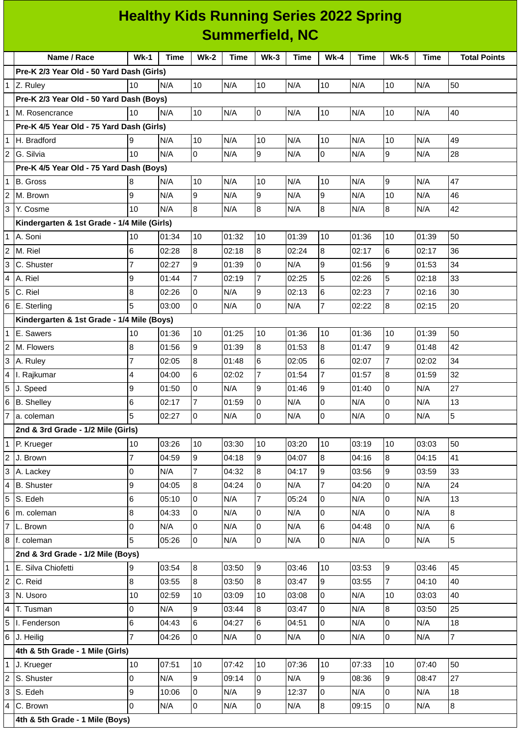# Healthy Kids Running Series 2022 Spring
## Summerfield, NC

| | Name / Race | Wk-1 | Time | Wk-2 | Time | Wk-3 | Time | Wk-4 | Time | Wk-5 | Time | Total Points |
|---|---|---|---|---|---|---|---|---|---|---|---|---|
| | **Pre-K 2/3 Year Old - 50 Yard Dash (Girls)** | | | | | | | | | | | |
| 1 | Z. Ruley | 10 | N/A | 10 | N/A | 10 | N/A | 10 | N/A | 10 | N/A | 50 |
| | **Pre-K 2/3 Year Old - 50 Yard Dash (Boys)** | | | | | | | | | | | |
| 1 | M. Rosencrance | 10 | N/A | 10 | N/A | 0 | N/A | 10 | N/A | 10 | N/A | 40 |
| | **Pre-K 4/5 Year Old - 75 Yard Dash (Girls)** | | | | | | | | | | | |
| 1 | H. Bradford | 9 | N/A | 10 | N/A | 10 | N/A | 10 | N/A | 10 | N/A | 49 |
| 2 | G. Silvia | 10 | N/A | 0 | N/A | 9 | N/A | 0 | N/A | 9 | N/A | 28 |
| | **Pre-K 4/5 Year Old - 75 Yard Dash (Boys)** | | | | | | | | | | | |
| 1 | B. Gross | 8 | N/A | 10 | N/A | 10 | N/A | 10 | N/A | 9 | N/A | 47 |
| 2 | M. Brown | 9 | N/A | 9 | N/A | 9 | N/A | 9 | N/A | 10 | N/A | 46 |
| 3 | Y. Cosme | 10 | N/A | 8 | N/A | 8 | N/A | 8 | N/A | 8 | N/A | 42 |
| | **Kindergarten & 1st Grade - 1/4 Mile (Girls)** | | | | | | | | | | | |
| 1 | A. Soni | 10 | 01:34 | 10 | 01:32 | 10 | 01:39 | 10 | 01:36 | 10 | 01:39 | 50 |
| 2 | M. Riel | 6 | 02:28 | 8 | 02:18 | 8 | 02:24 | 8 | 02:17 | 6 | 02:17 | 36 |
| 3 | C. Shuster | 7 | 02:27 | 9 | 01:39 | 0 | N/A | 9 | 01:56 | 9 | 01:53 | 34 |
| 4 | A. Riel | 9 | 01:44 | 7 | 02:19 | 7 | 02:25 | 5 | 02:26 | 5 | 02:18 | 33 |
| 5 | C. Riel | 8 | 02:26 | 0 | N/A | 9 | 02:13 | 6 | 02:23 | 7 | 02:16 | 30 |
| 6 | E. Sterling | 5 | 03:00 | 0 | N/A | 0 | N/A | 7 | 02:22 | 8 | 02:15 | 20 |
| | **Kindergarten & 1st Grade - 1/4 Mile (Boys)** | | | | | | | | | | | |
| 1 | E. Sawers | 10 | 01:36 | 10 | 01:25 | 10 | 01:36 | 10 | 01:36 | 10 | 01:39 | 50 |
| 2 | M. Flowers | 8 | 01:56 | 9 | 01:39 | 8 | 01:53 | 8 | 01:47 | 9 | 01:48 | 42 |
| 3 | A. Ruley | 7 | 02:05 | 8 | 01:48 | 6 | 02:05 | 6 | 02:07 | 7 | 02:02 | 34 |
| 4 | I. Rajkumar | 4 | 04:00 | 6 | 02:02 | 7 | 01:54 | 7 | 01:57 | 8 | 01:59 | 32 |
| 5 | J. Speed | 9 | 01:50 | 0 | N/A | 9 | 01:46 | 9 | 01:40 | 0 | N/A | 27 |
| 6 | B. Shelley | 6 | 02:17 | 7 | 01:59 | 0 | N/A | 0 | N/A | 0 | N/A | 13 |
| 7 | a. coleman | 5 | 02:27 | 0 | N/A | 0 | N/A | 0 | N/A | 0 | N/A | 5 |
| | **2nd & 3rd Grade - 1/2 Mile (Girls)** | | | | | | | | | | | |
| 1 | P. Krueger | 10 | 03:26 | 10 | 03:30 | 10 | 03:20 | 10 | 03:19 | 10 | 03:03 | 50 |
| 2 | J. Brown | 7 | 04:59 | 9 | 04:18 | 9 | 04:07 | 8 | 04:16 | 8 | 04:15 | 41 |
| 3 | A. Lackey | 0 | N/A | 7 | 04:32 | 8 | 04:17 | 9 | 03:56 | 9 | 03:59 | 33 |
| 4 | B. Shuster | 9 | 04:05 | 8 | 04:24 | 0 | N/A | 7 | 04:20 | 0 | N/A | 24 |
| 5 | S. Edeh | 6 | 05:10 | 0 | N/A | 7 | 05:24 | 0 | N/A | 0 | N/A | 13 |
| 6 | m. coleman | 8 | 04:33 | 0 | N/A | 0 | N/A | 0 | N/A | 0 | N/A | 8 |
| 7 | L. Brown | 0 | N/A | 0 | N/A | 0 | N/A | 6 | 04:48 | 0 | N/A | 6 |
| 8 | f. coleman | 5 | 05:26 | 0 | N/A | 0 | N/A | 0 | N/A | 0 | N/A | 5 |
| | **2nd & 3rd Grade - 1/2 Mile (Boys)** | | | | | | | | | | | |
| 1 | E. Silva Chiofetti | 9 | 03:54 | 8 | 03:50 | 9 | 03:46 | 10 | 03:53 | 9 | 03:46 | 45 |
| 2 | C. Reid | 8 | 03:55 | 8 | 03:50 | 8 | 03:47 | 9 | 03:55 | 7 | 04:10 | 40 |
| 3 | N. Usoro | 10 | 02:59 | 10 | 03:09 | 10 | 03:08 | 0 | N/A | 10 | 03:03 | 40 |
| 4 | T. Tusman | 0 | N/A | 9 | 03:44 | 8 | 03:47 | 0 | N/A | 8 | 03:50 | 25 |
| 5 | I. Fenderson | 6 | 04:43 | 6 | 04:27 | 6 | 04:51 | 0 | N/A | 0 | N/A | 18 |
| 6 | J. Heilig | 7 | 04:26 | 0 | N/A | 0 | N/A | 0 | N/A | 0 | N/A | 7 |
| | **4th & 5th Grade - 1 Mile (Girls)** | | | | | | | | | | | |
| 1 | J. Krueger | 10 | 07:51 | 10 | 07:42 | 10 | 07:36 | 10 | 07:33 | 10 | 07:40 | 50 |
| 2 | S. Shuster | 0 | N/A | 9 | 09:14 | 0 | N/A | 9 | 08:36 | 9 | 08:47 | 27 |
| 3 | S. Edeh | 9 | 10:06 | 0 | N/A | 9 | 12:37 | 0 | N/A | 0 | N/A | 18 |
| 4 | C. Brown | 0 | N/A | 0 | N/A | 0 | N/A | 8 | 09:15 | 0 | N/A | 8 |
| | **4th & 5th Grade - 1 Mile (Boys)** | | | | | | | | | | | |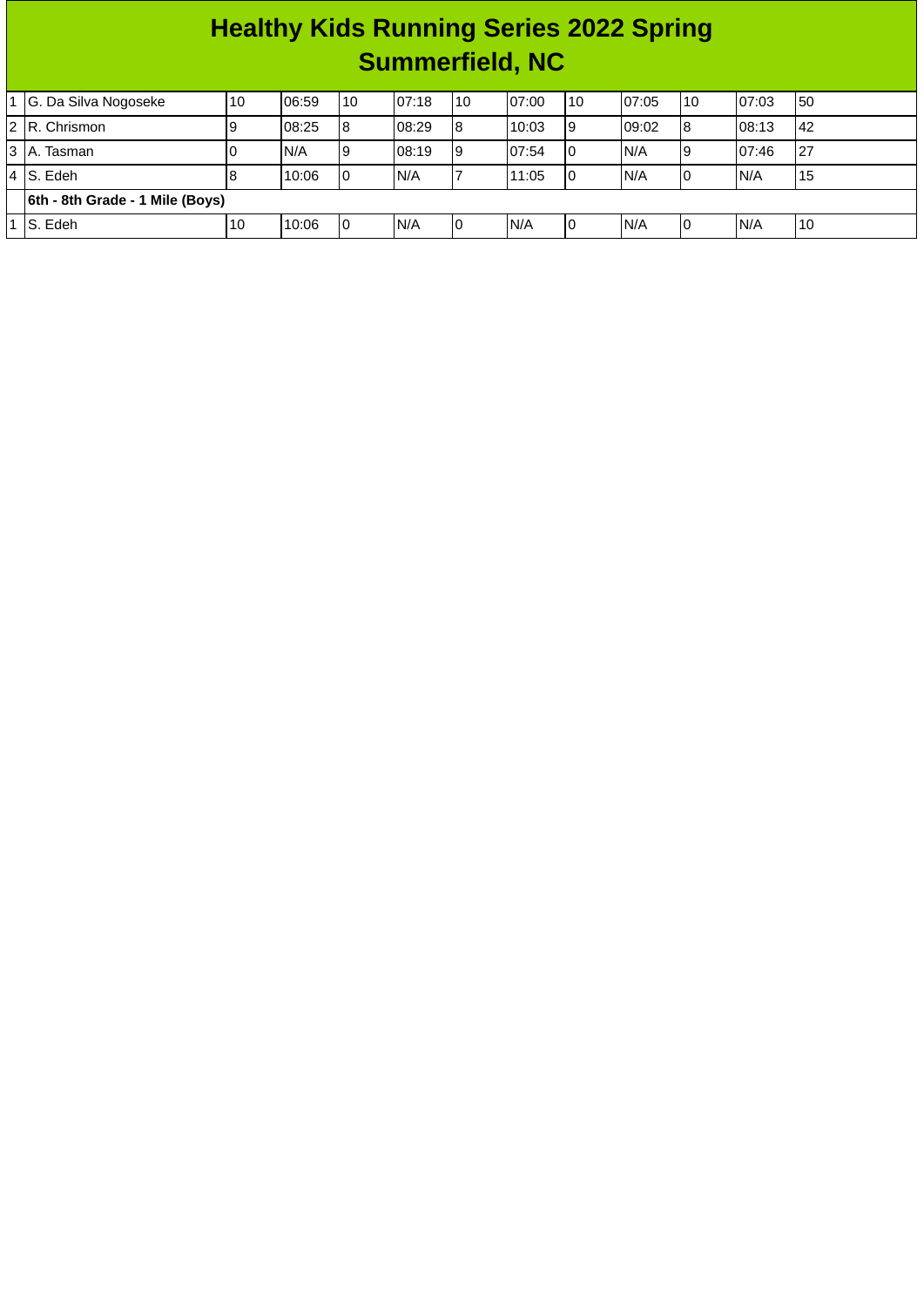# Healthy Kids Running Series 2022 Spring
## Summerfield, NC

| | | | | | | | | | | | | |
|---|---|---|---|---|---|---|---|---|---|---|---|---|
| 1 | G. Da Silva Nogoseke | 10 | 06:59 | 10 | 07:18 | 10 | 07:00 | 10 | 07:05 | 10 | 07:03 | 50 |
| 2 | R. Chrismon | 9 | 08:25 | 8 | 08:29 | 8 | 10:03 | 9 | 09:02 | 8 | 08:13 | 42 |
| 3 | A. Tasman | 0 | N/A | 9 | 08:19 | 9 | 07:54 | 0 | N/A | 9 | 07:46 | 27 |
| 4 | S. Edeh | 8 | 10:06 | 0 | N/A | 7 | 11:05 | 0 | N/A | 0 | N/A | 15 |
| | **6th - 8th Grade - 1 Mile (Boys)** | | | | | | | | | | | |
| 1 | S. Edeh | 10 | 10:06 | 0 | N/A | 0 | N/A | 0 | N/A | 0 | N/A | 10 |